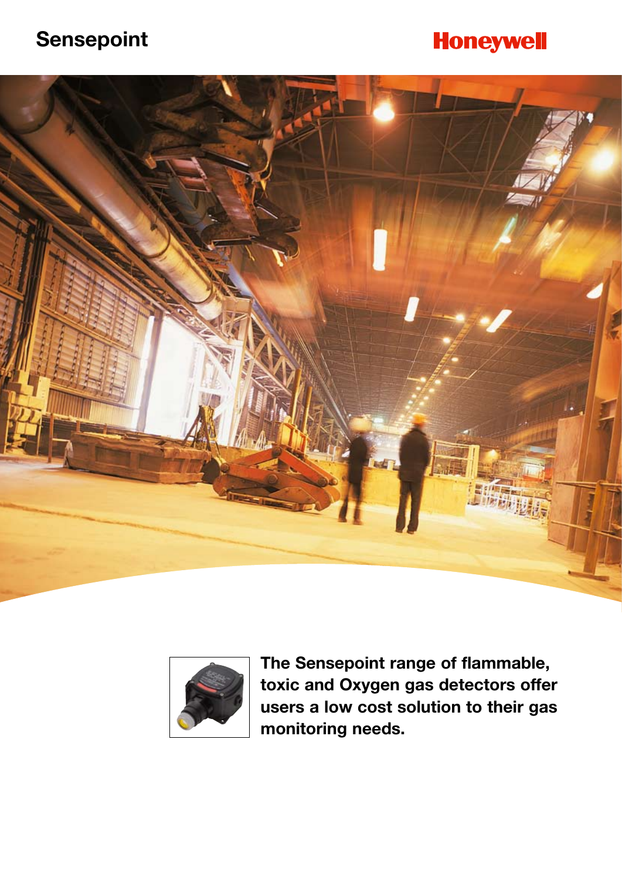# Sensepoint

Honeywell

**The Sensepoint range of flammable, toxic and Oxygen gas detectors offer users a low cost solution to their gas monitoring needs.**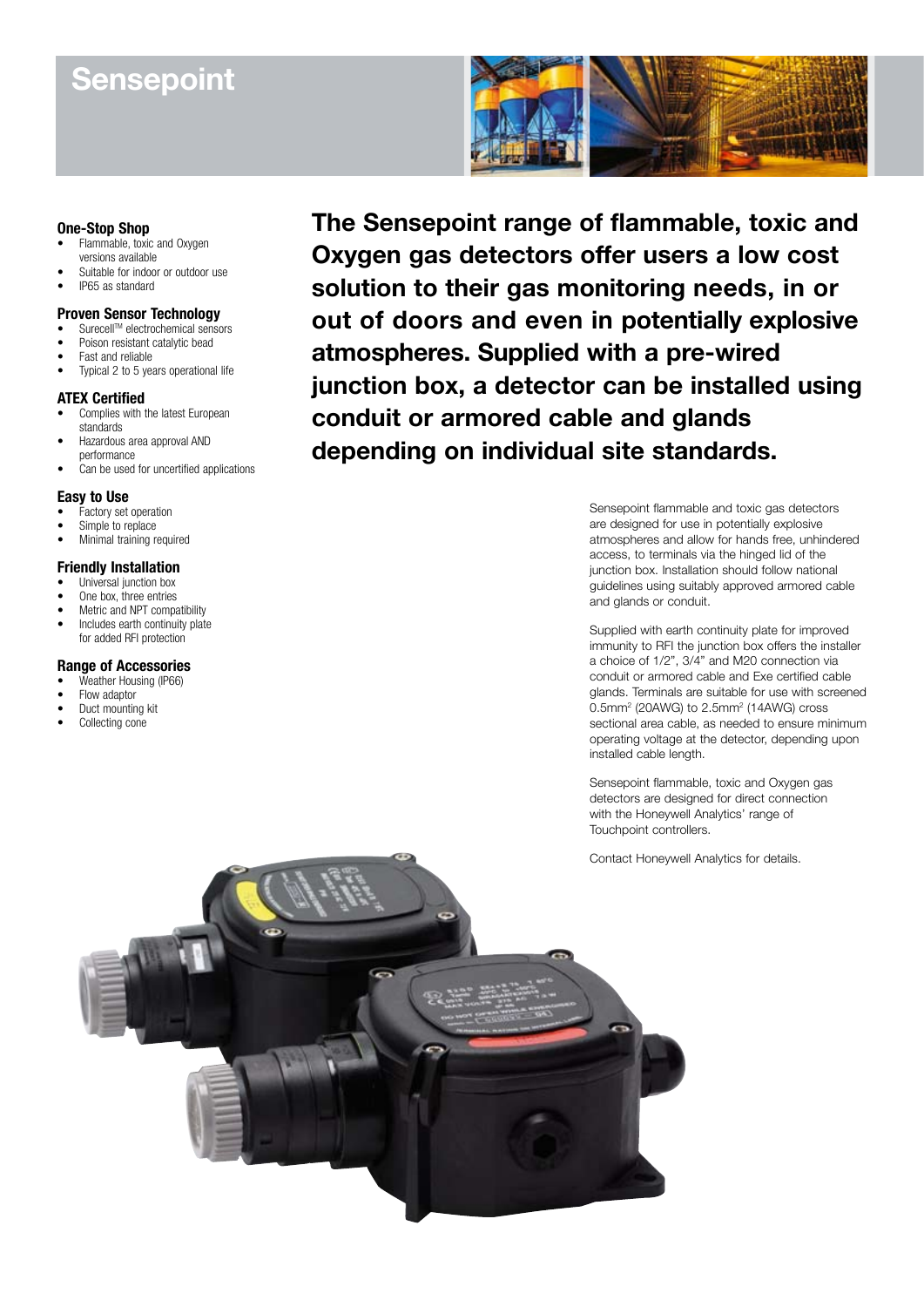# Sensepoint

### One-Stop Shop

- Flammable, toxic and Oxygen versions available
- Suitable for indoor or outdoor use
- IP65 as standard

### Proven Sensor Technology

- Surecell™ electrochemical sensors
- Poison resistant catalytic bead
- Fast and reliable
- Typical 2 to 5 years operational life

### ATEX Certified

- Complies with the latest European standards
- Hazardous area approval AND performance
- Can be used for uncertified applications

### Easy to Use

- Factory set operation
- Simple to replace
- Minimal training required

### Friendly Installation

- Universal junction box
- One box, three entries
- Metric and NPT compatibility
- Includes earth continuity plate for added RFI protection

### Range of Accessories

- Weather Housing (IP66)
- Flow adaptor
- Duct mounting kit
- Collecting cone

**The Sensepoint range of flammable, toxic and Oxygen gas detectors offer users a low cost solution to their gas monitoring needs, in or out of doors and even in potentially explosive atmospheres. Supplied with a pre-wired junction box, a detector can be installed using conduit or armored cable and glands depending on individual site standards.**

Sensepoint flammable and toxic gas detectors are designed for use in potentially explosive atmospheres and allow for hands free, unhindered access, to terminals via the hinged lid of the junction box. Installation should follow national guidelines using suitably approved armored cable and glands or conduit.

Supplied with earth continuity plate for improved immunity to RFI the junction box offers the installer a choice of 1/2", 3/4" and M20 connection via conduit or armored cable and Exe certified cable glands. Terminals are suitable for use with screened 0.5mm$^2$ (20AWG) to 2.5mm$^2$ (14AWG) cross sectional area cable, as needed to ensure minimum operating voltage at the detector, depending upon installed cable length.

Sensepoint flammable, toxic and Oxygen gas detectors are designed for direct connection with the Honeywell Analytics' range of Touchpoint controllers.

Contact Honeywell Analytics for details.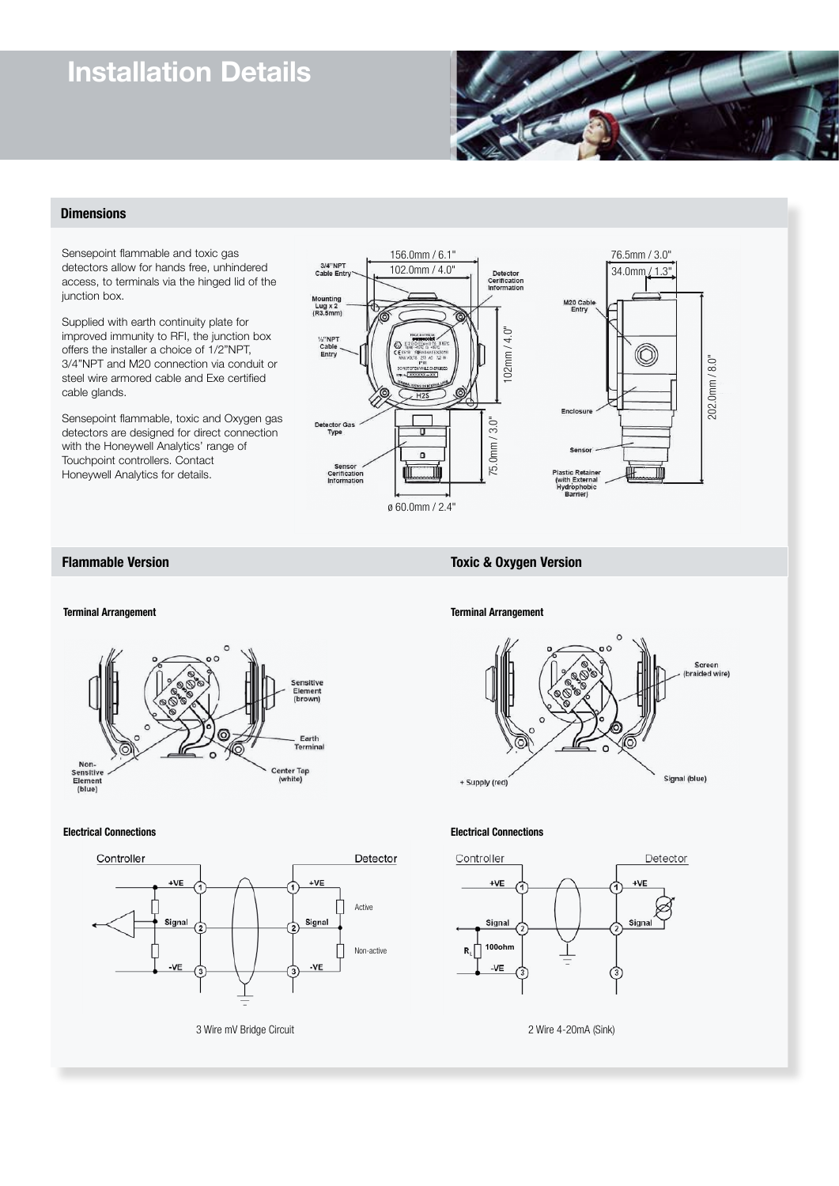# Installation Details

## Dimensions

Sensepoint flammable and toxic gas detectors allow for hands free, unhindered access, to terminals via the hinged lid of the junction box.

Supplied with earth continuity plate for improved immunity to RFI, the junction box offers the installer a choice of 1/2"NPT, 3/4"NPT and M20 connection via conduit or steel wire armored cable and Exe certified cable glands.

Sensepoint flammable, toxic and Oxygen gas detectors are designed for direct connection with the Honeywell Analytics' range of Touchpoint controllers. Contact Honeywell Analytics for details.

## Flammable Version

### Terminal Arrangement

### Electrical Connections

3 Wire mV Bridge Circuit

## Toxic & Oxygen Version

### Terminal Arrangement

### Electrical Connections

2 Wire 4-20mA (Sink)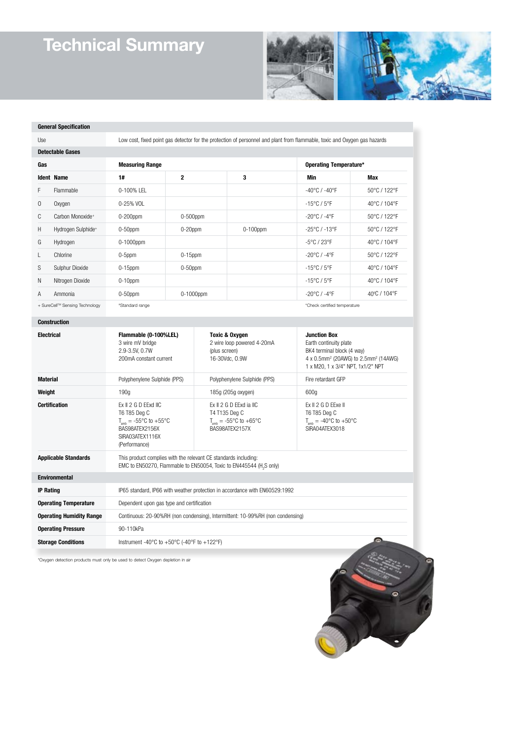# Technical Summary

| **General Specification** | | | | | | |
|---|---|---|---|---|---|---|
| Use | Low cost, fixed point gas detector for the protection of personnel and plant from flammable, toxic and Oxygen gas hazards | | | | | |
| **Detectable Gases** | | | | | | |
| **Gas** | **Measuring Range** | | | **Operating Temperature*** | | |
| **Ident Name** | **1#** | **2** | **3** | **Min** | **Max** | |
| F Flammable | 0-100% LEL | | | -40°C / -40°F | 50°C / 122°F | |
| O Oxygen | 0-25% VOL | | | -15°C / 5°F | 40°C / 104°F | |
| C Carbon Monoxide+ | 0-200ppm | 0-500ppm | | -20°C / -4°F | 50°C / 122°F | |
| H Hydrogen Sulphide+ | 0-50ppm | 0-20ppm | 0-100ppm | -25°C / -13°F | 50°C / 122°F | |
| G Hydrogen | 0-1000ppm | | | -5°C / 23°F | 40°C / 104°F | |
| L Chlorine | 0-5ppm | 0-15ppm | | -20°C / -4°F | 50°C / 122°F | |
| S Sulphur Dioxide | 0-15ppm | 0-50ppm | | -15°C / 5°F | 40°C / 104°F | |
| N Nitrogen Dioxide | 0-10ppm | | | -15°C / 5°F | 40°C / 104°F | |
| A Ammonia | 0-50ppm | 0-1000ppm | | -20°C / -4°F | 40°C / 104°F | |
| + SureCell™ Sensing Technology | #Standard range | | | *Check certified temperature | | |

| **Construction** | | | |
|---|---|---|---|
| **Electrical** | **Flammable (0-100%LEL)**<br>3 wire mV bridge<br>2.9-3.5V, 0.7W<br>200mA constant current | **Toxic & Oxygen**<br>2 wire loop powered 4-20mA<br>(plus screen)<br>16-30Vdc, 0.9W | **Junction Box**<br>Earth continuity plate<br>BK4 terminal block (4 way)<br>4 x 0.5mm² (20AWG) to 2.5mm² (14AWG)<br>1 x M20, 1 x 3/4" NPT, 1x1/2" NPT |
| **Material** | Polyphenylene Sulphide (PPS) | Polyphenylene Sulphide (PPS) | Fire retardant GFP |
| **Weight** | 190g | 185g (205g oxygen) | 600g |
| **Certification** | Ex II 2 G D EExd IIC<br>T6 T85 Deg C<br>$T_{amb}$ = -55°C to +55°C<br>BAS98ATEX2156X<br>SIRA03ATEX1116X<br>(Performance) | Ex II 2 G D EExd ia IIC<br>T4 T135 Deg C<br>$T_{amb}$ = -55°C to +65°C<br>BAS98ATEX2157X | Ex II 2 G D EExe II<br>T6 T85 Deg C<br>$T_{amb}$ = -40°C to +50°C<br>SIRA04ATEX3018 |
| **Applicable Standards** | This product complies with the relevant CE standards including:<br>EMC to EN50270, Flammable to EN50054, Toxic to EN445544 ($H_2S$ only) | | |

| **Environmental** | |
|---|---|
| **IP Rating** | IP65 standard, IP66 with weather protection in accordance with EN60529:1992 |
| **Operating Temperature** | Dependent upon gas type and certification |
| **Operating Humidity Range** | Continuous: 20-90%RH (non condensing), Intermittent: 10-99%RH (non condensing) |
| **Operating Pressure** | 90-110kPa |
| **Storage Conditions** | Instrument -40°C to +50°C (-40°F to +122°F) |

*Oxygen detection products must only be used to detect Oxygen depletion in air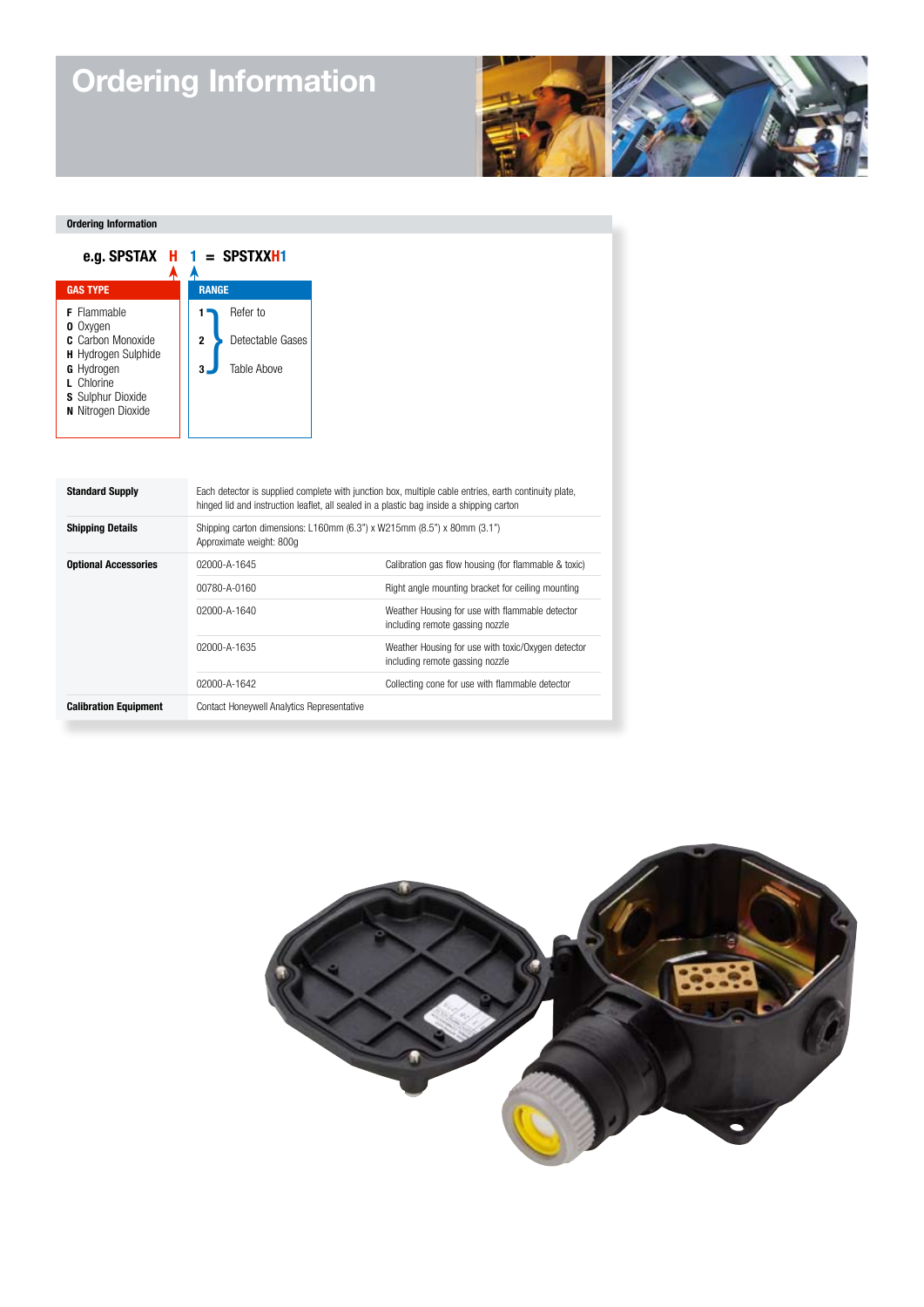# Ordering Information

**Ordering Information**

**e.g. SPSTAX H 1 = SPSTXXH1**

| GAS TYPE | RANGE |
|---|---|
| **F** Flammable | **1** Refer to |
| **O** Oxygen | **2** Detectable Gases |
| **C** Carbon Monoxide | **3** Table Above |
| **H** Hydrogen Sulphide | |
| **G** Hydrogen | |
| **L** Chlorine | |
| **S** Sulphur Dioxide | |
| **N** Nitrogen Dioxide | |

| | | |
|---|---|---|
| **Standard Supply** | Each detector is supplied complete with junction box, multiple cable entries, earth continuity plate, hinged lid and instruction leaflet, all sealed in a plastic bag inside a shipping carton | |
| **Shipping Details** | Shipping carton dimensions: L160mm (6.3") x W215mm (8.5") x 80mm (3.1")<br>Approximate weight: 800g | |
| **Optional Accessories** | 02000-A-1645 | Calibration gas flow housing (for flammable & toxic) |
| | 00780-A-0160 | Right angle mounting bracket for ceiling mounting |
| | 02000-A-1640 | Weather Housing for use with flammable detector including remote gassing nozzle |
| | 02000-A-1635 | Weather Housing for use with toxic/Oxygen detector including remote gassing nozzle |
| | 02000-A-1642 | Collecting cone for use with flammable detector |
| **Calibration Equipment** | Contact Honeywell Analytics Representative | |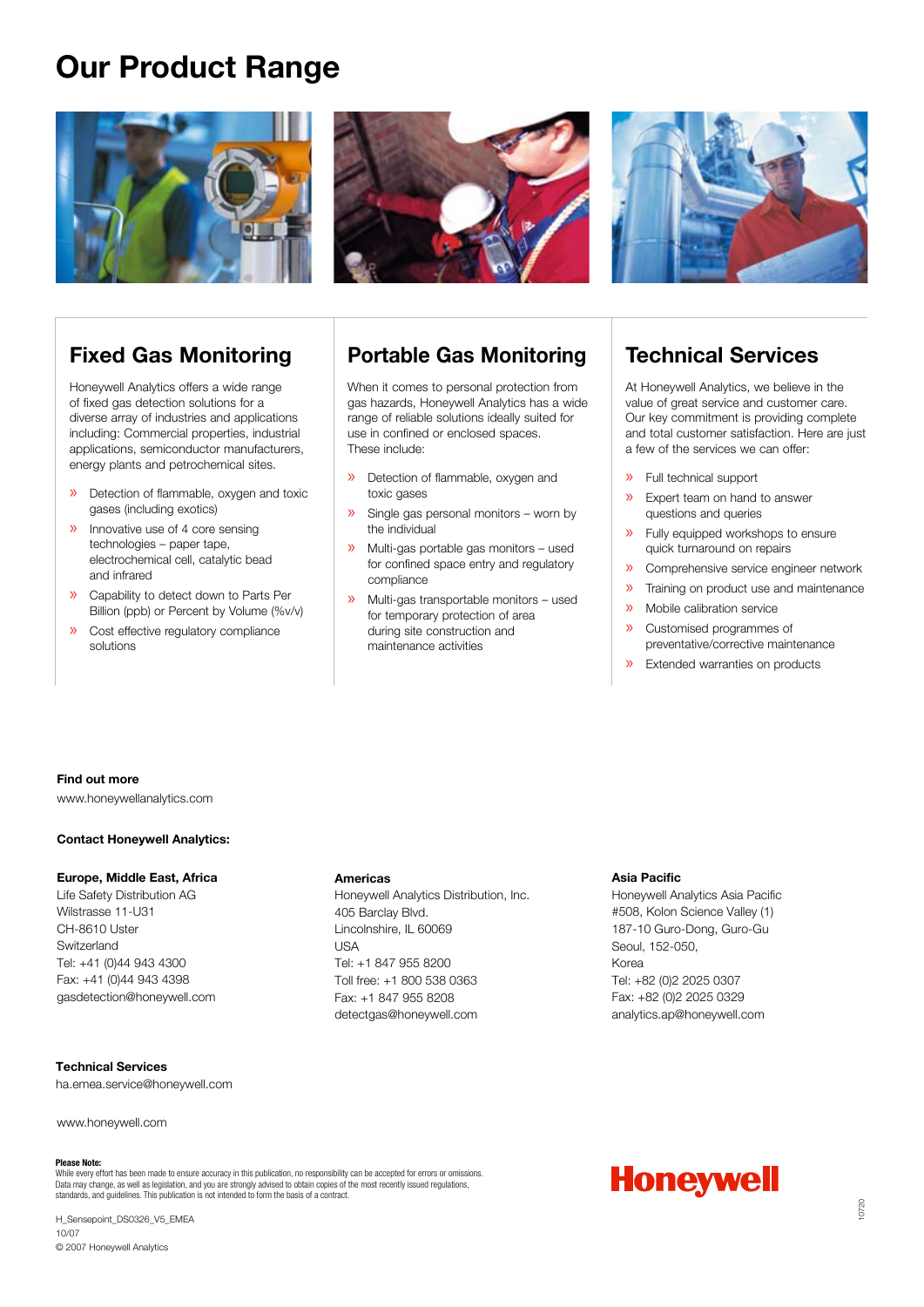# Our Product Range

## Fixed Gas Monitoring

Honeywell Analytics offers a wide range of fixed gas detection solutions for a diverse array of industries and applications including: Commercial properties, industrial applications, semiconductor manufacturers, energy plants and petrochemical sites.

- Detection of flammable, oxygen and toxic gases (including exotics)
- Innovative use of 4 core sensing technologies – paper tape, electrochemical cell, catalytic bead and infrared
- Capability to detect down to Parts Per Billion (ppb) or Percent by Volume (%v/v)
- Cost effective regulatory compliance solutions

## Portable Gas Monitoring

When it comes to personal protection from gas hazards, Honeywell Analytics has a wide range of reliable solutions ideally suited for use in confined or enclosed spaces. These include:

- Detection of flammable, oxygen and toxic gases
- Single gas personal monitors – worn by the individual
- Multi-gas portable gas monitors – used for confined space entry and regulatory compliance
- Multi-gas transportable monitors – used for temporary protection of area during site construction and maintenance activities

## Technical Services

At Honeywell Analytics, we believe in the value of great service and customer care. Our key commitment is providing complete and total customer satisfaction. Here are just a few of the services we can offer:

- Full technical support
- Expert team on hand to answer questions and queries
- Fully equipped workshops to ensure quick turnaround on repairs
- Comprehensive service engineer network
- Training on product use and maintenance
- Mobile calibration service
- Customised programmes of preventative/corrective maintenance
- Extended warranties on products

**Find out more**
www.honeywellanalytics.com

**Contact Honeywell Analytics:**

**Europe, Middle East, Africa**
Life Safety Distribution AG
Wilstrasse 11-U31
CH-8610 Uster
Switzerland
Tel: +41 (0)44 943 4300
Fax: +41 (0)44 943 4398
gasdetection@honeywell.com

**Americas**
Honeywell Analytics Distribution, Inc.
405 Barclay Blvd.
Lincolnshire, IL 60069
USA
Tel: +1 847 955 8200
Toll free: +1 800 538 0363
Fax: +1 847 955 8208
detectgas@honeywell.com

**Asia Pacific**
Honeywell Analytics Asia Pacific
#508, Kolon Science Valley (1)
187-10 Guro-Dong, Guro-Gu
Seoul, 152-050,
Korea
Tel: +82 (0)2 2025 0307
Fax: +82 (0)2 2025 0329
analytics.ap@honeywell.com

**Technical Services**
ha.emea.service@honeywell.com

www.honeywell.com

**Please Note:**
While every effort has been made to ensure accuracy in this publication, no responsibility can be accepted for errors or omissions. Data may change, as well as legislation, and you are strongly advised to obtain copies of the most recently issued regulations, standards, and guidelines. This publication is not intended to form the basis of a contract.

H_Sensepoint_DS0326_V5_EMEA
10/07
© 2007 Honeywell Analytics

**Honeywell**

10720